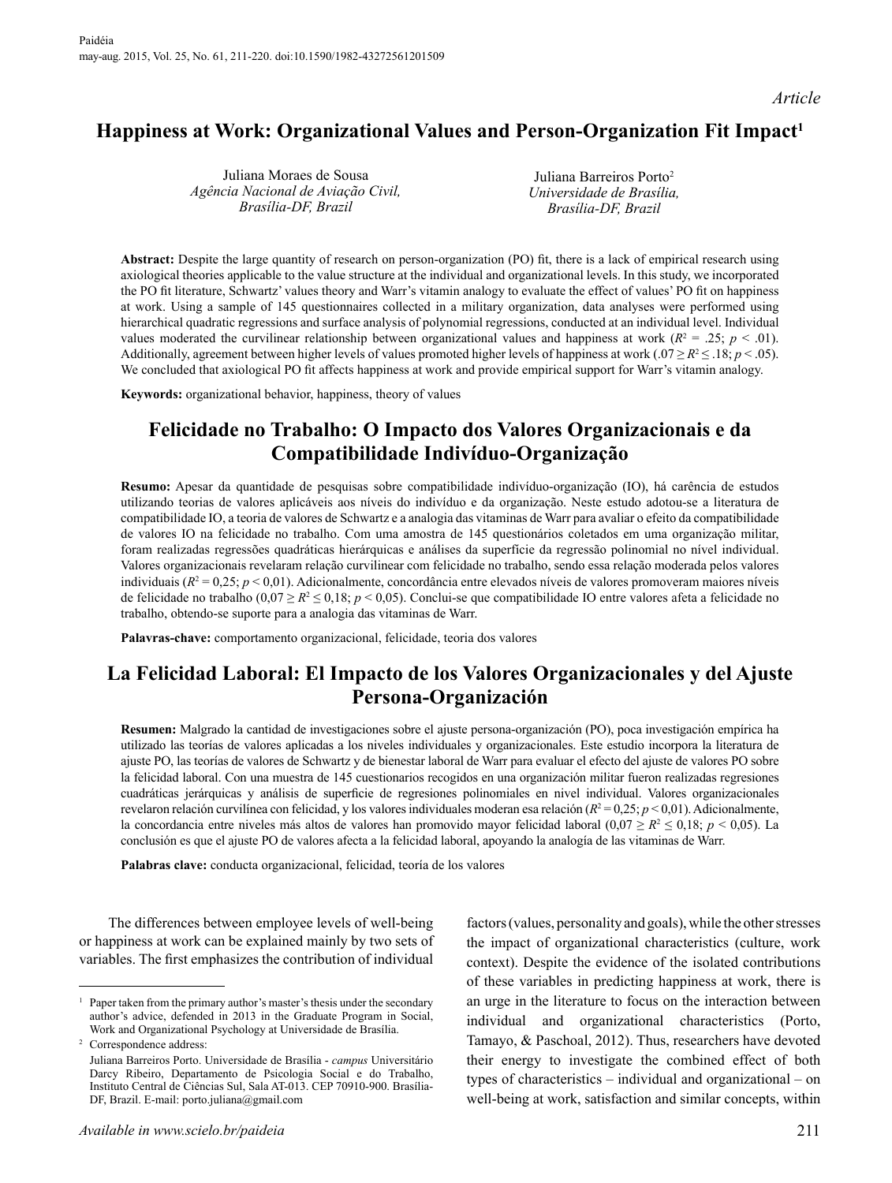*Article*

# Happiness at Work: Organizational Values and Person-Organization Fit Impact[1]

Juliana Moraes de Sousa
*Agência Nacional de Aviação Civil, Brasília-DF, Brazil*

Juliana Barreiros Porto[2]
*Universidade de Brasília, Brasília-DF, Brazil*

**Abstract:** Despite the large quantity of research on person-organization (PO) fit, there is a lack of empirical research using axiological theories applicable to the value structure at the individual and organizational levels. In this study, we incorporated the PO fit literature, Schwartz' values theory and Warr's vitamin analogy to evaluate the effect of values' PO fit on happiness at work. Using a sample of 145 questionnaires collected in a military organization, data analyses were performed using hierarchical quadratic regressions and surface analysis of polynomial regressions, conducted at an individual level. Individual values moderated the curvilinear relationship between organizational values and happiness at work ($R^2 = .25$; $p < .01$). Additionally, agreement between higher levels of values promoted higher levels of happiness at work ($.07 \geq R^2 \leq .18$; $p < .05$). We concluded that axiological PO fit affects happiness at work and provide empirical support for Warr's vitamin analogy.

**Keywords:** organizational behavior, happiness, theory of values

# Felicidade no Trabalho: O Impacto dos Valores Organizacionais e da Compatibilidade Indivíduo-Organização

**Resumo:** Apesar da quantidade de pesquisas sobre compatibilidade indivíduo-organização (IO), há carência de estudos utilizando teorias de valores aplicáveis aos níveis do indivíduo e da organização. Neste estudo adotou-se a literatura de compatibilidade IO, a teoria de valores de Schwartz e a analogia das vitaminas de Warr para avaliar o efeito da compatibilidade de valores IO na felicidade no trabalho. Com uma amostra de 145 questionários coletados em uma organização militar, foram realizadas regressões quadráticas hierárquicas e análises da superfície da regressão polinomial no nível individual. Valores organizacionais revelaram relação curvilinear com felicidade no trabalho, sendo essa relação moderada pelos valores individuais ($R^2 = 0{,}25$; $p < 0{,}01$). Adicionalmente, concordância entre elevados níveis de valores promoveram maiores níveis de felicidade no trabalho ($0{,}07 \geq R^2 \leq 0{,}18$; $p < 0{,}05$). Conclui-se que compatibilidade IO entre valores afeta a felicidade no trabalho, obtendo-se suporte para a analogia das vitaminas de Warr.

**Palavras-chave:** comportamento organizacional, felicidade, teoria dos valores

# La Felicidad Laboral: El Impacto de los Valores Organizacionales y del Ajuste Persona-Organización

**Resumen:** Malgrado la cantidad de investigaciones sobre el ajuste persona-organización (PO), poca investigación empírica ha utilizado las teorías de valores aplicadas a los niveles individuales y organizacionales. Este estudio incorpora la literatura de ajuste PO, las teorías de valores de Schwartz y de bienestar laboral de Warr para evaluar el efecto del ajuste de valores PO sobre la felicidad laboral. Con una muestra de 145 cuestionarios recogidos en una organización militar fueron realizadas regresiones cuadráticas jerárquicas y análisis de superficie de regresiones polinomiales en nivel individual. Valores organizacionales revelaron relación curvilínea con felicidad, y los valores individuales moderan esa relación ($R^2 = 0{,}25$; $p < 0{,}01$). Adicionalmente, la concordancia entre niveles más altos de valores han promovido mayor felicidad laboral ($0{,}07 \geq R^2 \leq 0{,}18$; $p < 0{,}05$). La conclusión es que el ajuste PO de valores afecta a la felicidad laboral, apoyando la analogía de las vitaminas de Warr.

**Palabras clave:** conducta organizacional, felicidad, teoría de los valores

The differences between employee levels of well-being or happiness at work can be explained mainly by two sets of variables. The first emphasizes the contribution of individual factors (values, personality and goals), while the other stresses the impact of organizational characteristics (culture, work context). Despite the evidence of the isolated contributions of these variables in predicting happiness at work, there is an urge in the literature to focus on the interaction between individual and organizational characteristics (Porto, Tamayo, & Paschoal, 2012). Thus, researchers have devoted their energy to investigate the combined effect of both types of characteristics – individual and organizational – on well-being at work, satisfaction and similar concepts, within

---

[1] Paper taken from the primary author's master's thesis under the secondary author's advice, defended in 2013 in the Graduate Program in Social, Work and Organizational Psychology at Universidade de Brasília.

[2] Correspondence address:
Juliana Barreiros Porto. Universidade de Brasília - *campus* Universitário Darcy Ribeiro, Departamento de Psicologia Social e do Trabalho, Instituto Central de Ciências Sul, Sala AT-013. CEP 70910-900. Brasília-DF, Brazil. E-mail: porto.juliana@gmail.com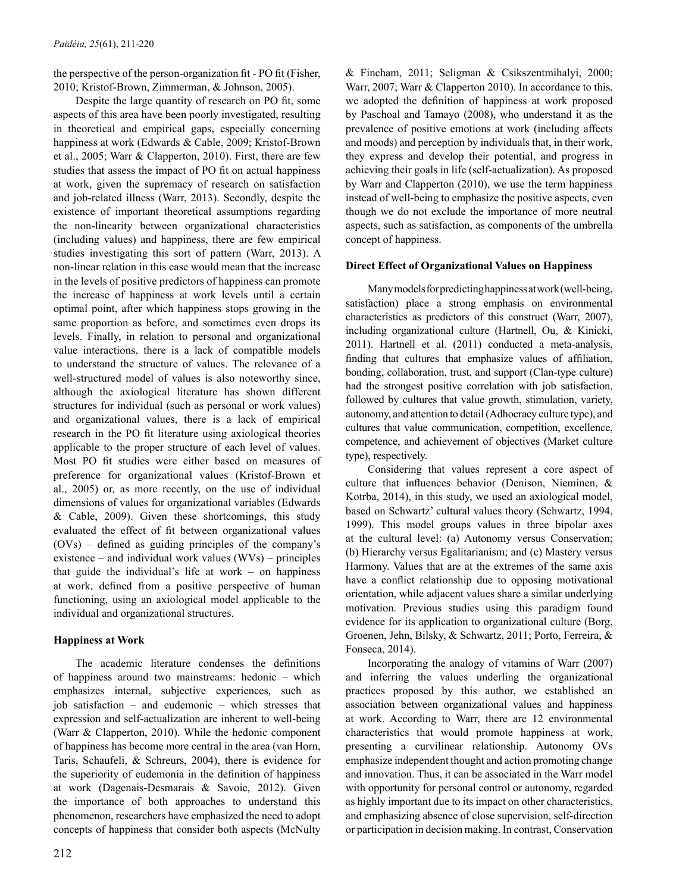the perspective of the person-organization fit - PO fit (Fisher, 2010; Kristof-Brown, Zimmerman, & Johnson, 2005).

Despite the large quantity of research on PO fit, some aspects of this area have been poorly investigated, resulting in theoretical and empirical gaps, especially concerning happiness at work (Edwards & Cable, 2009; Kristof-Brown et al., 2005; Warr & Clapperton, 2010). First, there are few studies that assess the impact of PO fit on actual happiness at work, given the supremacy of research on satisfaction and job-related illness (Warr, 2013). Secondly, despite the existence of important theoretical assumptions regarding the non-linearity between organizational characteristics (including values) and happiness, there are few empirical studies investigating this sort of pattern (Warr, 2013). A non-linear relation in this case would mean that the increase in the levels of positive predictors of happiness can promote the increase of happiness at work levels until a certain optimal point, after which happiness stops growing in the same proportion as before, and sometimes even drops its levels. Finally, in relation to personal and organizational value interactions, there is a lack of compatible models to understand the structure of values. The relevance of a well-structured model of values is also noteworthy since, although the axiological literature has shown different structures for individual (such as personal or work values) and organizational values, there is a lack of empirical research in the PO fit literature using axiological theories applicable to the proper structure of each level of values. Most PO fit studies were either based on measures of preference for organizational values (Kristof-Brown et al., 2005) or, as more recently, on the use of individual dimensions of values for organizational variables (Edwards & Cable, 2009). Given these shortcomings, this study evaluated the effect of fit between organizational values (OVs) – defined as guiding principles of the company's existence – and individual work values (WVs) – principles that guide the individual's life at work – on happiness at work, defined from a positive perspective of human functioning, using an axiological model applicable to the individual and organizational structures.

## Happiness at Work

The academic literature condenses the definitions of happiness around two mainstreams: hedonic – which emphasizes internal, subjective experiences, such as job satisfaction – and eudemonic – which stresses that expression and self-actualization are inherent to well-being (Warr & Clapperton, 2010). While the hedonic component of happiness has become more central in the area (van Horn, Taris, Schaufeli, & Schreurs, 2004), there is evidence for the superiority of eudemonia in the definition of happiness at work (Dagenais-Desmarais & Savoie, 2012). Given the importance of both approaches to understand this phenomenon, researchers have emphasized the need to adopt concepts of happiness that consider both aspects (McNulty & Fincham, 2011; Seligman & Csikszentmihalyi, 2000; Warr, 2007; Warr & Clapperton 2010). In accordance to this, we adopted the definition of happiness at work proposed by Paschoal and Tamayo (2008), who understand it as the prevalence of positive emotions at work (including affects and moods) and perception by individuals that, in their work, they express and develop their potential, and progress in achieving their goals in life (self-actualization). As proposed by Warr and Clapperton (2010), we use the term happiness instead of well-being to emphasize the positive aspects, even though we do not exclude the importance of more neutral aspects, such as satisfaction, as components of the umbrella concept of happiness.

## Direct Effect of Organizational Values on Happiness

Many models for predicting happiness at work (well-being, satisfaction) place a strong emphasis on environmental characteristics as predictors of this construct (Warr, 2007), including organizational culture (Hartnell, Ou, & Kinicki, 2011). Hartnell et al. (2011) conducted a meta-analysis, finding that cultures that emphasize values of affiliation, bonding, collaboration, trust, and support (Clan-type culture) had the strongest positive correlation with job satisfaction, followed by cultures that value growth, stimulation, variety, autonomy, and attention to detail (Adhocracy culture type), and cultures that value communication, competition, excellence, competence, and achievement of objectives (Market culture type), respectively.

Considering that values represent a core aspect of culture that influences behavior (Denison, Nieminen, & Kotrba, 2014), in this study, we used an axiological model, based on Schwartz' cultural values theory (Schwartz, 1994, 1999). This model groups values in three bipolar axes at the cultural level: (a) Autonomy versus Conservation; (b) Hierarchy versus Egalitarianism; and (c) Mastery versus Harmony. Values that are at the extremes of the same axis have a conflict relationship due to opposing motivational orientation, while adjacent values share a similar underlying motivation. Previous studies using this paradigm found evidence for its application to organizational culture (Borg, Groenen, Jehn, Bilsky, & Schwartz, 2011; Porto, Ferreira, & Fonseca, 2014).

Incorporating the analogy of vitamins of Warr (2007) and inferring the values underling the organizational practices proposed by this author, we established an association between organizational values and happiness at work. According to Warr, there are 12 environmental characteristics that would promote happiness at work, presenting a curvilinear relationship. Autonomy OVs emphasize independent thought and action promoting change and innovation. Thus, it can be associated in the Warr model with opportunity for personal control or autonomy, regarded as highly important due to its impact on other characteristics, and emphasizing absence of close supervision, self-direction or participation in decision making. In contrast, Conservation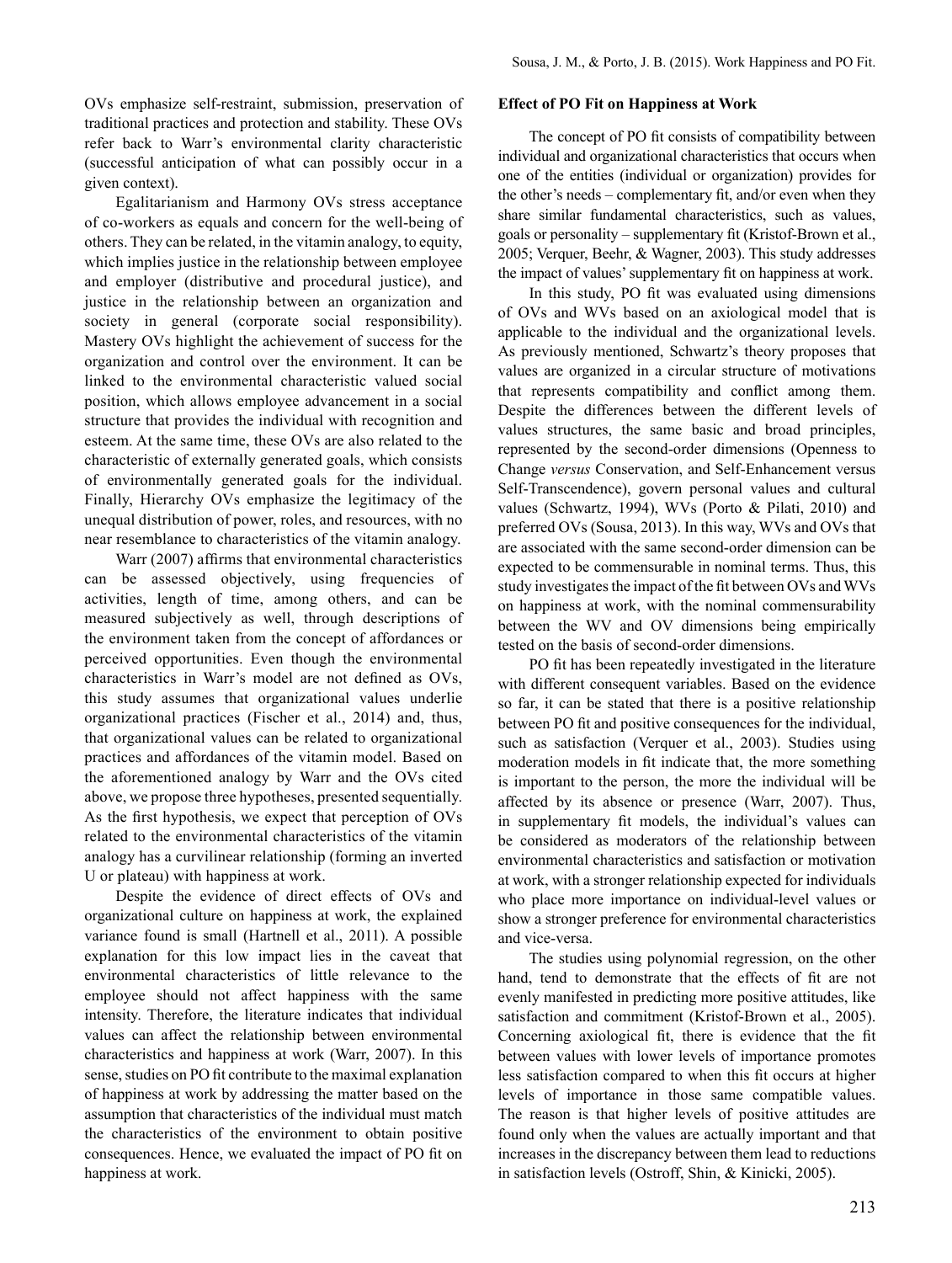OVs emphasize self-restraint, submission, preservation of traditional practices and protection and stability. These OVs refer back to Warr's environmental clarity characteristic (successful anticipation of what can possibly occur in a given context).

Egalitarianism and Harmony OVs stress acceptance of co-workers as equals and concern for the well-being of others. They can be related, in the vitamin analogy, to equity, which implies justice in the relationship between employee and employer (distributive and procedural justice), and justice in the relationship between an organization and society in general (corporate social responsibility). Mastery OVs highlight the achievement of success for the organization and control over the environment. It can be linked to the environmental characteristic valued social position, which allows employee advancement in a social structure that provides the individual with recognition and esteem. At the same time, these OVs are also related to the characteristic of externally generated goals, which consists of environmentally generated goals for the individual. Finally, Hierarchy OVs emphasize the legitimacy of the unequal distribution of power, roles, and resources, with no near resemblance to characteristics of the vitamin analogy.

Warr (2007) affirms that environmental characteristics can be assessed objectively, using frequencies of activities, length of time, among others, and can be measured subjectively as well, through descriptions of the environment taken from the concept of affordances or perceived opportunities. Even though the environmental characteristics in Warr's model are not defined as OVs, this study assumes that organizational values underlie organizational practices (Fischer et al., 2014) and, thus, that organizational values can be related to organizational practices and affordances of the vitamin model. Based on the aforementioned analogy by Warr and the OVs cited above, we propose three hypotheses, presented sequentially. As the first hypothesis, we expect that perception of OVs related to the environmental characteristics of the vitamin analogy has a curvilinear relationship (forming an inverted U or plateau) with happiness at work.

Despite the evidence of direct effects of OVs and organizational culture on happiness at work, the explained variance found is small (Hartnell et al., 2011). A possible explanation for this low impact lies in the caveat that environmental characteristics of little relevance to the employee should not affect happiness with the same intensity. Therefore, the literature indicates that individual values can affect the relationship between environmental characteristics and happiness at work (Warr, 2007). In this sense, studies on PO fit contribute to the maximal explanation of happiness at work by addressing the matter based on the assumption that characteristics of the individual must match the characteristics of the environment to obtain positive consequences. Hence, we evaluated the impact of PO fit on happiness at work.

### Effect of PO Fit on Happiness at Work

The concept of PO fit consists of compatibility between individual and organizational characteristics that occurs when one of the entities (individual or organization) provides for the other's needs – complementary fit, and/or even when they share similar fundamental characteristics, such as values, goals or personality – supplementary fit (Kristof-Brown et al., 2005; Verquer, Beehr, & Wagner, 2003). This study addresses the impact of values' supplementary fit on happiness at work.

In this study, PO fit was evaluated using dimensions of OVs and WVs based on an axiological model that is applicable to the individual and the organizational levels. As previously mentioned, Schwartz's theory proposes that values are organized in a circular structure of motivations that represents compatibility and conflict among them. Despite the differences between the different levels of values structures, the same basic and broad principles, represented by the second-order dimensions (Openness to Change *versus* Conservation, and Self-Enhancement versus Self-Transcendence), govern personal values and cultural values (Schwartz, 1994), WVs (Porto & Pilati, 2010) and preferred OVs (Sousa, 2013). In this way, WVs and OVs that are associated with the same second-order dimension can be expected to be commensurable in nominal terms. Thus, this study investigates the impact of the fit between OVs and WVs on happiness at work, with the nominal commensurability between the WV and OV dimensions being empirically tested on the basis of second-order dimensions.

PO fit has been repeatedly investigated in the literature with different consequent variables. Based on the evidence so far, it can be stated that there is a positive relationship between PO fit and positive consequences for the individual, such as satisfaction (Verquer et al., 2003). Studies using moderation models in fit indicate that, the more something is important to the person, the more the individual will be affected by its absence or presence (Warr, 2007). Thus, in supplementary fit models, the individual's values can be considered as moderators of the relationship between environmental characteristics and satisfaction or motivation at work, with a stronger relationship expected for individuals who place more importance on individual-level values or show a stronger preference for environmental characteristics and vice-versa.

The studies using polynomial regression, on the other hand, tend to demonstrate that the effects of fit are not evenly manifested in predicting more positive attitudes, like satisfaction and commitment (Kristof-Brown et al., 2005). Concerning axiological fit, there is evidence that the fit between values with lower levels of importance promotes less satisfaction compared to when this fit occurs at higher levels of importance in those same compatible values. The reason is that higher levels of positive attitudes are found only when the values are actually important and that increases in the discrepancy between them lead to reductions in satisfaction levels (Ostroff, Shin, & Kinicki, 2005).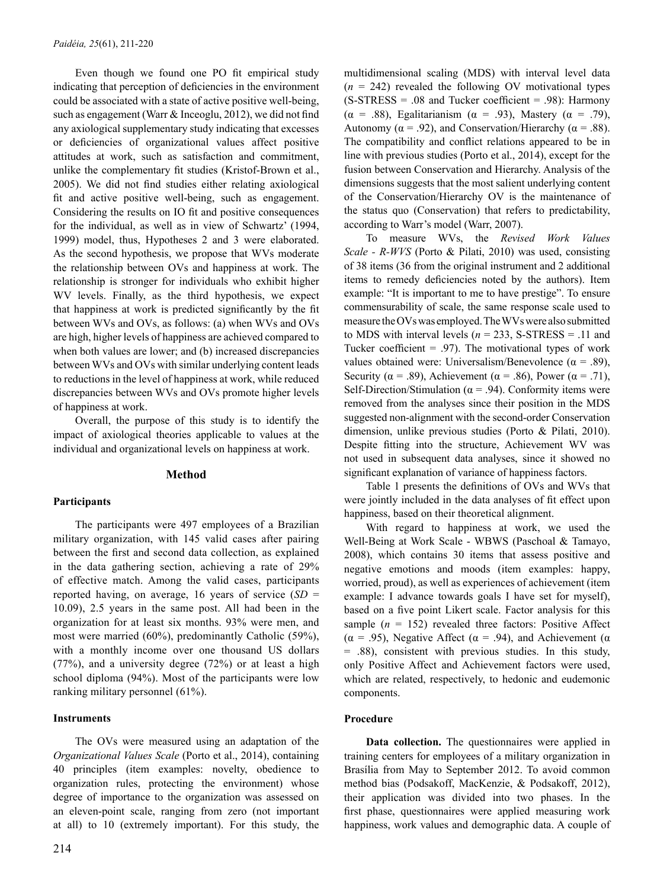Even though we found one PO fit empirical study indicating that perception of deficiencies in the environment could be associated with a state of active positive well-being, such as engagement (Warr & Inceoglu, 2012), we did not find any axiological supplementary study indicating that excesses or deficiencies of organizational values affect positive attitudes at work, such as satisfaction and commitment, unlike the complementary fit studies (Kristof-Brown et al., 2005). We did not find studies either relating axiological fit and active positive well-being, such as engagement. Considering the results on IO fit and positive consequences for the individual, as well as in view of Schwartz' (1994, 1999) model, thus, Hypotheses 2 and 3 were elaborated. As the second hypothesis, we propose that WVs moderate the relationship between OVs and happiness at work. The relationship is stronger for individuals who exhibit higher WV levels. Finally, as the third hypothesis, we expect that happiness at work is predicted significantly by the fit between WVs and OVs, as follows: (a) when WVs and OVs are high, higher levels of happiness are achieved compared to when both values are lower; and (b) increased discrepancies between WVs and OVs with similar underlying content leads to reductions in the level of happiness at work, while reduced discrepancies between WVs and OVs promote higher levels of happiness at work.

Overall, the purpose of this study is to identify the impact of axiological theories applicable to values at the individual and organizational levels on happiness at work.

## Method

### Participants

The participants were 497 employees of a Brazilian military organization, with 145 valid cases after pairing between the first and second data collection, as explained in the data gathering section, achieving a rate of 29% of effective match. Among the valid cases, participants reported having, on average, 16 years of service ($SD$ = 10.09), 2.5 years in the same post. All had been in the organization for at least six months. 93% were men, and most were married (60%), predominantly Catholic (59%), with a monthly income over one thousand US dollars (77%), and a university degree (72%) or at least a high school diploma (94%). Most of the participants were low ranking military personnel (61%).

### Instruments

The OVs were measured using an adaptation of the *Organizational Values Scale* (Porto et al., 2014), containing 40 principles (item examples: novelty, obedience to organization rules, protecting the environment) whose degree of importance to the organization was assessed on an eleven-point scale, ranging from zero (not important at all) to 10 (extremely important). For this study, the multidimensional scaling (MDS) with interval level data ($n$ = 242) revealed the following OV motivational types (S-STRESS = .08 and Tucker coefficient = .98): Harmony ($\alpha$ = .88), Egalitarianism ($\alpha$ = .93), Mastery ($\alpha$ = .79), Autonomy ($\alpha$ = .92), and Conservation/Hierarchy ($\alpha$ = .88). The compatibility and conflict relations appeared to be in line with previous studies (Porto et al., 2014), except for the fusion between Conservation and Hierarchy. Analysis of the dimensions suggests that the most salient underlying content of the Conservation/Hierarchy OV is the maintenance of the status quo (Conservation) that refers to predictability, according to Warr's model (Warr, 2007).

To measure WVs, the *Revised Work Values Scale - R-WVS* (Porto & Pilati, 2010) was used, consisting of 38 items (36 from the original instrument and 2 additional items to remedy deficiencies noted by the authors). Item example: "It is important to me to have prestige". To ensure commensurability of scale, the same response scale used to measure the OVs was employed. The WVs were also submitted to MDS with interval levels ($n$ = 233, S-STRESS = .11 and Tucker coefficient = .97). The motivational types of work values obtained were: Universalism/Benevolence ($\alpha$ = .89), Security ($\alpha$ = .89), Achievement ($\alpha$ = .86), Power ($\alpha$ = .71), Self-Direction/Stimulation ($\alpha$ = .94). Conformity items were removed from the analyses since their position in the MDS suggested non-alignment with the second-order Conservation dimension, unlike previous studies (Porto & Pilati, 2010). Despite fitting into the structure, Achievement WV was not used in subsequent data analyses, since it showed no significant explanation of variance of happiness factors.

Table 1 presents the definitions of OVs and WVs that were jointly included in the data analyses of fit effect upon happiness, based on their theoretical alignment.

With regard to happiness at work, we used the Well-Being at Work Scale - WBWS (Paschoal & Tamayo, 2008), which contains 30 items that assess positive and negative emotions and moods (item examples: happy, worried, proud), as well as experiences of achievement (item example: I advance towards goals I have set for myself), based on a five point Likert scale. Factor analysis for this sample ($n$ = 152) revealed three factors: Positive Affect ($\alpha$ = .95), Negative Affect ($\alpha$ = .94), and Achievement ($\alpha$ = .88), consistent with previous studies. In this study, only Positive Affect and Achievement factors were used, which are related, respectively, to hedonic and eudemonic components.

### Procedure

**Data collection.** The questionnaires were applied in training centers for employees of a military organization in Brasília from May to September 2012. To avoid common method bias (Podsakoff, MacKenzie, & Podsakoff, 2012), their application was divided into two phases. In the first phase, questionnaires were applied measuring work happiness, work values and demographic data. A couple of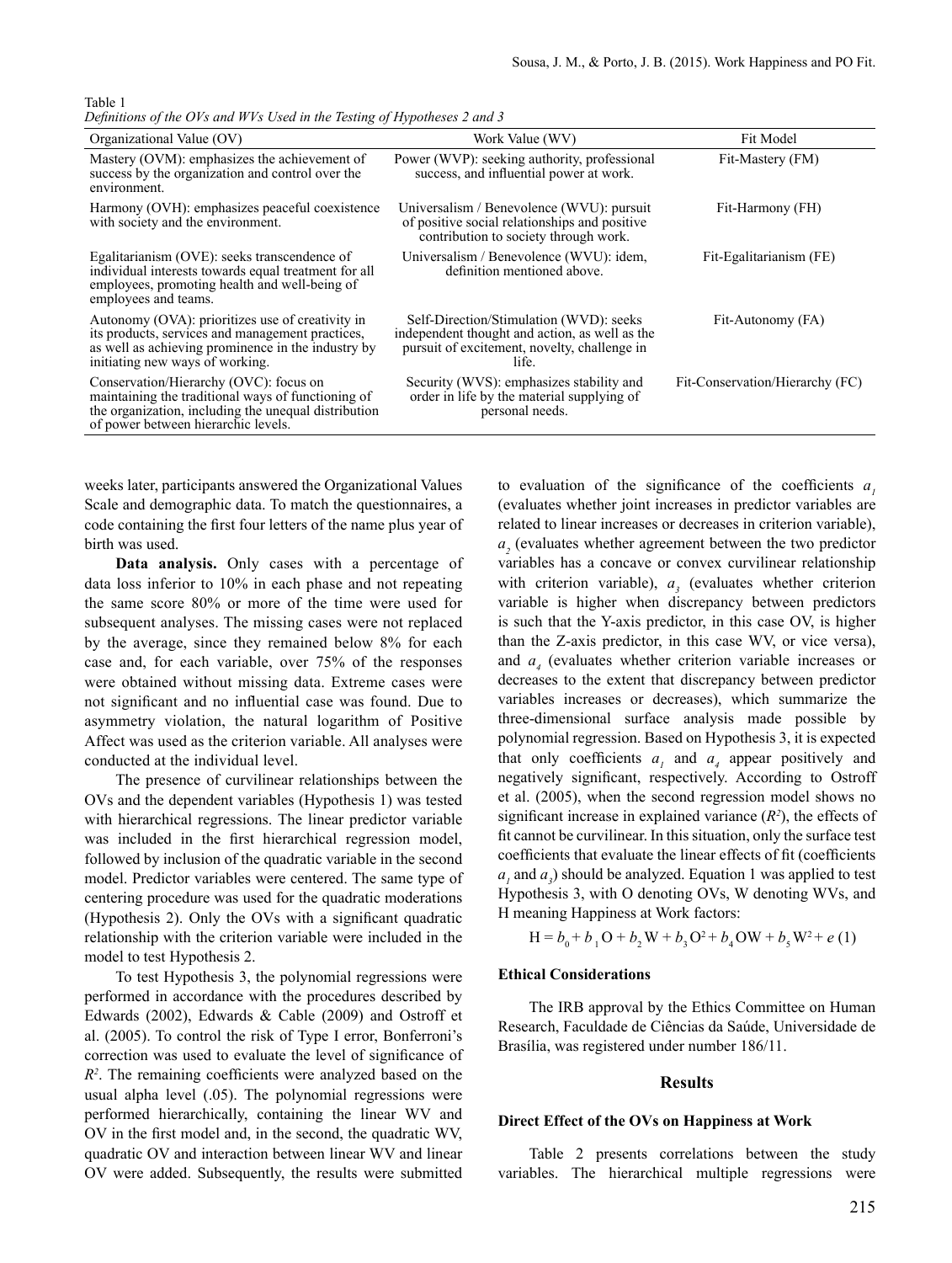Table 1
*Definitions of the OVs and WVs Used in the Testing of Hypotheses 2 and 3*

| Organizational Value (OV) | Work Value (WV) | Fit Model |
|---|---|---|
| Mastery (OVM): emphasizes the achievement of success by the organization and control over the environment. | Power (WVP): seeking authority, professional success, and influential power at work. | Fit-Mastery (FM) |
| Harmony (OVH): emphasizes peaceful coexistence with society and the environment. | Universalism / Benevolence (WVU): pursuit of positive social relationships and positive contribution to society through work. | Fit-Harmony (FH) |
| Egalitarianism (OVE): seeks transcendence of individual interests towards equal treatment for all employees, promoting health and well-being of employees and teams. | Universalism / Benevolence (WVU): idem, definition mentioned above. | Fit-Egalitarianism (FE) |
| Autonomy (OVA): prioritizes use of creativity in its products, services and management practices, as well as achieving prominence in the industry by initiating new ways of working. | Self-Direction/Stimulation (WVD): seeks independent thought and action, as well as the pursuit of excitement, novelty, challenge in life. | Fit-Autonomy (FA) |
| Conservation/Hierarchy (OVC): focus on maintaining the traditional ways of functioning of the organization, including the unequal distribution of power between hierarchic levels. | Security (WVS): emphasizes stability and order in life by the material supplying of personal needs. | Fit-Conservation/Hierarchy (FC) |

weeks later, participants answered the Organizational Values Scale and demographic data. To match the questionnaires, a code containing the first four letters of the name plus year of birth was used.

**Data analysis.** Only cases with a percentage of data loss inferior to 10% in each phase and not repeating the same score 80% or more of the time were used for subsequent analyses. The missing cases were not replaced by the average, since they remained below 8% for each case and, for each variable, over 75% of the responses were obtained without missing data. Extreme cases were not significant and no influential case was found. Due to asymmetry violation, the natural logarithm of Positive Affect was used as the criterion variable. All analyses were conducted at the individual level.

The presence of curvilinear relationships between the OVs and the dependent variables (Hypothesis 1) was tested with hierarchical regressions. The linear predictor variable was included in the first hierarchical regression model, followed by inclusion of the quadratic variable in the second model. Predictor variables were centered. The same type of centering procedure was used for the quadratic moderations (Hypothesis 2). Only the OVs with a significant quadratic relationship with the criterion variable were included in the model to test Hypothesis 2.

To test Hypothesis 3, the polynomial regressions were performed in accordance with the procedures described by Edwards (2002), Edwards & Cable (2009) and Ostroff et al. (2005). To control the risk of Type I error, Bonferroni's correction was used to evaluate the level of significance of $R^2$. The remaining coefficients were analyzed based on the usual alpha level (.05). The polynomial regressions were performed hierarchically, containing the linear WV and OV in the first model and, in the second, the quadratic WV, quadratic OV and interaction between linear WV and linear OV were added. Subsequently, the results were submitted to evaluation of the significance of the coefficients $a_1$ (evaluates whether joint increases in predictor variables are related to linear increases or decreases in criterion variable), $a_2$ (evaluates whether agreement between the two predictor variables has a concave or convex curvilinear relationship with criterion variable), $a_3$ (evaluates whether criterion variable is higher when discrepancy between predictors is such that the Y-axis predictor, in this case OV, is higher than the Z-axis predictor, in this case WV, or vice versa), and $a_4$ (evaluates whether criterion variable increases or decreases to the extent that discrepancy between predictor variables increases or decreases), which summarize the three-dimensional surface analysis made possible by polynomial regression. Based on Hypothesis 3, it is expected that only coefficients $a_1$ and $a_4$ appear positively and negatively significant, respectively. According to Ostroff et al. (2005), when the second regression model shows no significant increase in explained variance ($R^2$), the effects of fit cannot be curvilinear. In this situation, only the surface test coefficients that evaluate the linear effects of fit (coefficients $a_1$ and $a_3$) should be analyzed. Equation 1 was applied to test Hypothesis 3, with O denoting OVs, W denoting WVs, and H meaning Happiness at Work factors:

$$H = b_0 + b_1 O + b_2 W + b_3 O^2 + b_4 OW + b_5 W^2 + e \quad (1)$$

### Ethical Considerations

The IRB approval by the Ethics Committee on Human Research, Faculdade de Ciências da Saúde, Universidade de Brasília, was registered under number 186/11.

## Results

### Direct Effect of the OVs on Happiness at Work

Table 2 presents correlations between the study variables. The hierarchical multiple regressions were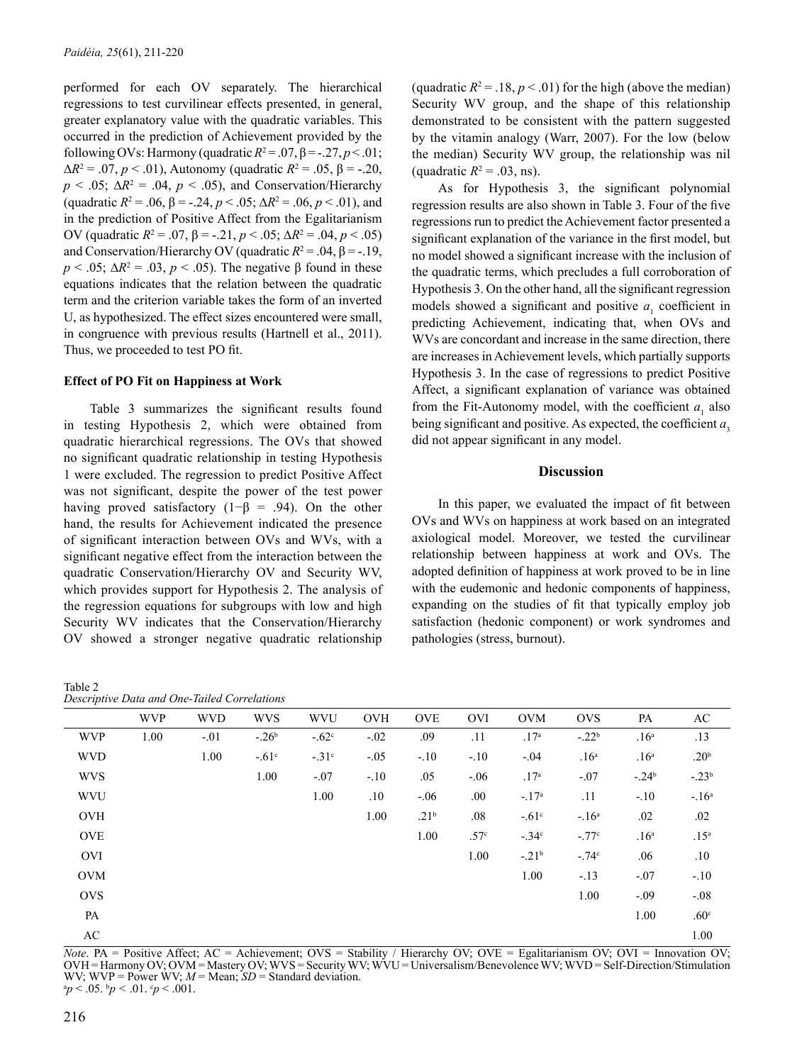performed for each OV separately. The hierarchical regressions to test curvilinear effects presented, in general, greater explanatory value with the quadratic variables. This occurred in the prediction of Achievement provided by the following OVs: Harmony (quadratic $R^2 = .07$, $\beta = -.27$, $p < .01$; $\Delta R^2 = .07$, $p < .01$), Autonomy (quadratic $R^2 = .05$, $\beta = -.20$, $p < .05$; $\Delta R^2 = .04$, $p < .05$), and Conservation/Hierarchy (quadratic $R^2 = .06$, $\beta = -.24$, $p < .05$; $\Delta R^2 = .06$, $p < .01$), and in the prediction of Positive Affect from the Egalitarianism OV (quadratic $R^2 = .07$, $\beta = -.21$, $p < .05$; $\Delta R^2 = .04$, $p < .05$) and Conservation/Hierarchy OV (quadratic $R^2 = .04$, $\beta = -.19$, $p < .05$; $\Delta R^2 = .03$, $p < .05$). The negative β found in these equations indicates that the relation between the quadratic term and the criterion variable takes the form of an inverted U, as hypothesized. The effect sizes encountered were small, in congruence with previous results (Hartnell et al., 2011). Thus, we proceeded to test PO fit.

### Effect of PO Fit on Happiness at Work

Table 3 summarizes the significant results found in testing Hypothesis 2, which were obtained from quadratic hierarchical regressions. The OVs that showed no significant quadratic relationship in testing Hypothesis 1 were excluded. The regression to predict Positive Affect was not significant, despite the power of the test power having proved satisfactory ($1-\beta = .94$). On the other hand, the results for Achievement indicated the presence of significant interaction between OVs and WVs, with a significant negative effect from the interaction between the quadratic Conservation/Hierarchy OV and Security WV, which provides support for Hypothesis 2. The analysis of the regression equations for subgroups with low and high Security WV indicates that the Conservation/Hierarchy OV showed a stronger negative quadratic relationship (quadratic $R^2 = .18$, $p < .01$) for the high (above the median) Security WV group, and the shape of this relationship demonstrated to be consistent with the pattern suggested by the vitamin analogy (Warr, 2007). For the low (below the median) Security WV group, the relationship was nil (quadratic $R^2 = .03$, ns).

As for Hypothesis 3, the significant polynomial regression results are also shown in Table 3. Four of the five regressions run to predict the Achievement factor presented a significant explanation of the variance in the first model, but no model showed a significant increase with the inclusion of the quadratic terms, which precludes a full corroboration of Hypothesis 3. On the other hand, all the significant regression models showed a significant and positive $a_1$ coefficient in predicting Achievement, indicating that, when OVs and WVs are concordant and increase in the same direction, there are increases in Achievement levels, which partially supports Hypothesis 3. In the case of regressions to predict Positive Affect, a significant explanation of variance was obtained from the Fit-Autonomy model, with the coefficient $a_1$ also being significant and positive. As expected, the coefficient $a_3$ did not appear significant in any model.

## Discussion

In this paper, we evaluated the impact of fit between OVs and WVs on happiness at work based on an integrated axiological model. Moreover, we tested the curvilinear relationship between happiness at work and OVs. The adopted definition of happiness at work proved to be in line with the eudemonic and hedonic components of happiness, expanding on the studies of fit that typically employ job satisfaction (hedonic component) or work syndromes and pathologies (stress, burnout).

Table 2
*Descriptive Data and One-Tailed Correlations*

| | WVP | WVD | WVS | WVU | OVH | OVE | OVI | OVM | OVS | PA | AC |
|---|---|---|---|---|---|---|---|---|---|---|---|
| WVP | 1.00 | -.01 | -.26[b] | -.62[c] | -.02 | .09 | .11 | .17[a] | -.22[b] | .16[a] | .13 |
| WVD | | 1.00 | -.61[c] | -.31[c] | -.05 | -.10 | -.10 | -.04 | .16[a] | .16[a] | .20[b] |
| WVS | | | 1.00 | -.07 | -.10 | .05 | -.06 | .17[a] | -.07 | -.24[b] | -.23[b] |
| WVU | | | | 1.00 | .10 | -.06 | .00 | -.17[a] | .11 | -.10 | -.16[a] |
| OVH | | | | | 1.00 | .21[b] | .08 | -.61[c] | -.16[a] | .02 | .02 |
| OVE | | | | | | 1.00 | .57[c] | -.34[c] | -.77[c] | .16[a] | .15[a] |
| OVI | | | | | | | 1.00 | -.21[b] | -.74[c] | .06 | .10 |
| OVM | | | | | | | | 1.00 | -.13 | -.07 | -.10 |
| OVS | | | | | | | | | 1.00 | -.09 | -.08 |
| PA | | | | | | | | | | 1.00 | .60[c] |
| AC | | | | | | | | | | | 1.00 |

*Note*. PA = Positive Affect; AC = Achievement; OVS = Stability / Hierarchy OV; OVE = Egalitarianism OV; OVI = Innovation OV; OVH = Harmony OV; OVM = Mastery OV; WVS = Security WV; WVU = Universalism/Benevolence WV; WVD = Self-Direction/Stimulation WV; WVP = Power WV; *M* = Mean; *SD* = Standard deviation.
[a]$p < .05$. [b]$p < .01$. [c]$p < .001$.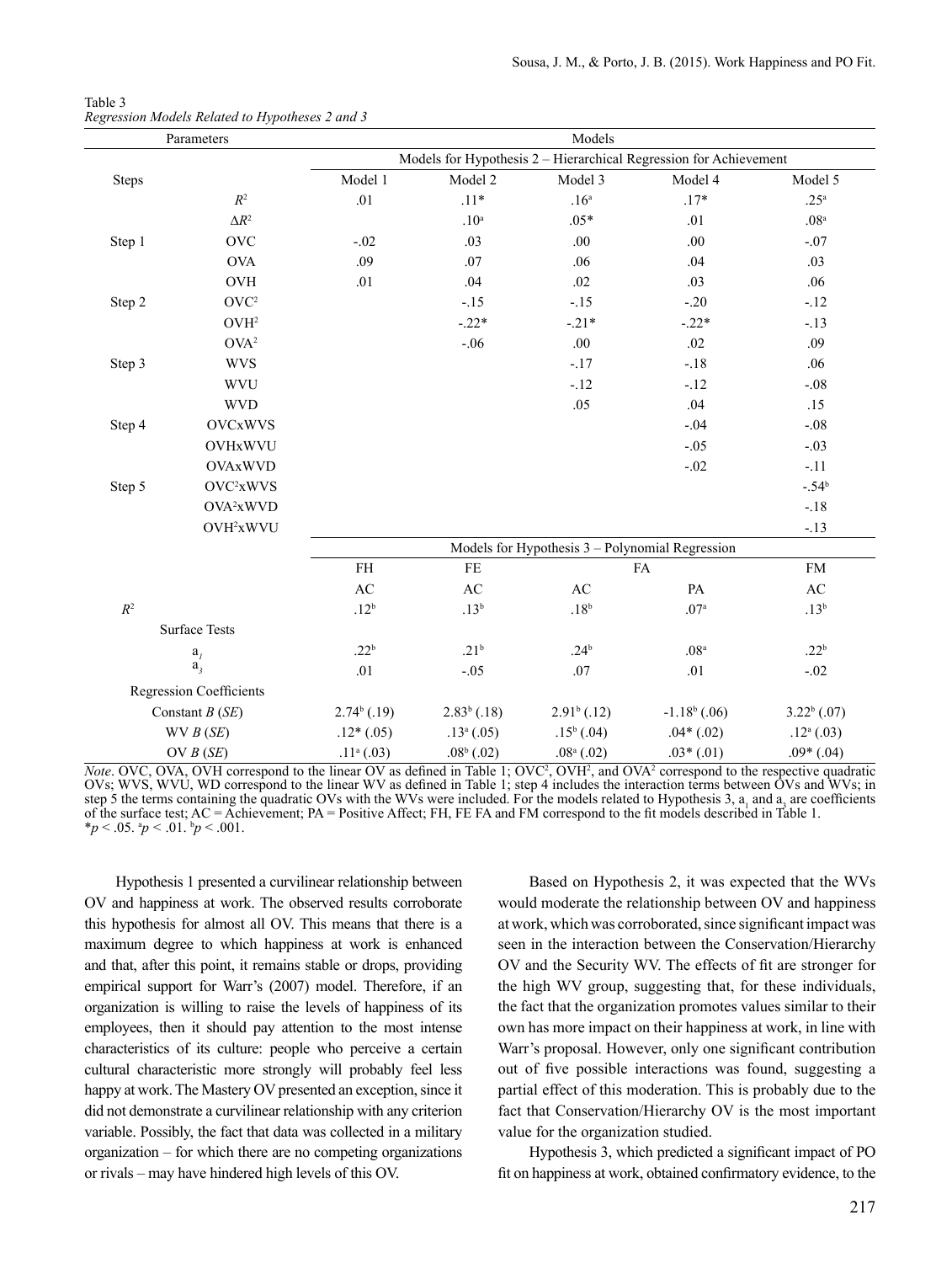Table 3
*Regression Models Related to Hypotheses 2 and 3*

| Parameters | | Models | | | | |
|---|---|---|---|---|---|---|
| | | Models for Hypothesis 2 – Hierarchical Regression for Achievement | | | | |
| Steps | | Model 1 | Model 2 | Model 3 | Model 4 | Model 5 |
| | $R^2$ | .01 | .11* | .16[a] | .17* | .25[a] |
| | $\Delta R^2$ | | .10[a] | .05* | .01 | .08[a] |
| Step 1 | OVC | -.02 | .03 | .00 | .00 | -.07 |
| | OVA | .09 | .07 | .06 | .04 | .03 |
| | OVH | .01 | .04 | .02 | .03 | .06 |
| Step 2 | $OVC^2$ | | -.15 | -.15 | -.20 | -.12 |
| | $OVH^2$ | | -.22* | -.21* | -.22* | -.13 |
| | $OVA^2$ | | -.06 | .00 | .02 | .09 |
| Step 3 | WVS | | | -.17 | -.18 | .06 |
| | WVU | | | -.12 | -.12 | -.08 |
| | WVD | | | .05 | .04 | .15 |
| Step 4 | OVCxWVS | | | | -.04 | -.08 |
| | OVHxWVU | | | | -.05 | -.03 |
| | OVAxWVD | | | | -.02 | -.11 |
| Step 5 | $OVC^2$xWVS | | | | | -.54[b] |
| | $OVA^2$xWVD | | | | | -.18 |
| | $OVH^2$xWVU | | | | | -.13 |
| | | Models for Hypothesis 3 – Polynomial Regression | | | | |
| | | FH | FE | FA | | FM |
| | | AC | AC | AC | PA | AC |
| $R^2$ | | .12[b] | .13[b] | .18[b] | .07[a] | .13[b] |
| Surface Tests | | | | | | |
| $a_1$ | | .22[b] | .21[b] | .24[b] | .08[a] | .22[b] |
| $a_3$ | | .01 | -.05 | .07 | .01 | -.02 |
| Regression Coefficients | | | | | | |
| Constant *B* (*SE*) | | 2.74[b] (.19) | 2.83[b] (.18) | 2.91[b] (.12) | -1.18[b] (.06) | 3.22[b] (.07) |
| WV *B* (*SE*) | | .12* (.05) | .13[a] (.05) | .15[b] (.04) | .04* (.02) | .12[a] (.03) |
| OV *B* (*SE*) | | .11[a] (.03) | .08[b] (.02) | .08[a] (.02) | .03* (.01) | .09* (.04) |

*Note*. OVC, OVA, OVH correspond to the linear OV as defined in Table 1; $OVC^2$, $OVH^2$, and $OVA^2$ correspond to the respective quadratic OVs; WVS, WVU, WD correspond to the linear WV as defined in Table 1; step 4 includes the interaction terms between OVs and WVs; in step 5 the terms containing the quadratic OVs with the WVs were included. For the models related to Hypothesis 3, $a_1$ and $a_3$ are coefficients of the surface test; AC = Achievement; PA = Positive Affect; FH, FE FA and FM correspond to the fit models described in Table 1.
*$p < .05$. [a]$p < .01$. [b]$p < .001$.

Hypothesis 1 presented a curvilinear relationship between OV and happiness at work. The observed results corroborate this hypothesis for almost all OV. This means that there is a maximum degree to which happiness at work is enhanced and that, after this point, it remains stable or drops, providing empirical support for Warr's (2007) model. Therefore, if an organization is willing to raise the levels of happiness of its employees, then it should pay attention to the most intense characteristics of its culture: people who perceive a certain cultural characteristic more strongly will probably feel less happy at work. The Mastery OV presented an exception, since it did not demonstrate a curvilinear relationship with any criterion variable. Possibly, the fact that data was collected in a military organization – for which there are no competing organizations or rivals – may have hindered high levels of this OV.

Based on Hypothesis 2, it was expected that the WVs would moderate the relationship between OV and happiness at work, which was corroborated, since significant impact was seen in the interaction between the Conservation/Hierarchy OV and the Security WV. The effects of fit are stronger for the high WV group, suggesting that, for these individuals, the fact that the organization promotes values similar to their own has more impact on their happiness at work, in line with Warr's proposal. However, only one significant contribution out of five possible interactions was found, suggesting a partial effect of this moderation. This is probably due to the fact that Conservation/Hierarchy OV is the most important value for the organization studied.

Hypothesis 3, which predicted a significant impact of PO fit on happiness at work, obtained confirmatory evidence, to the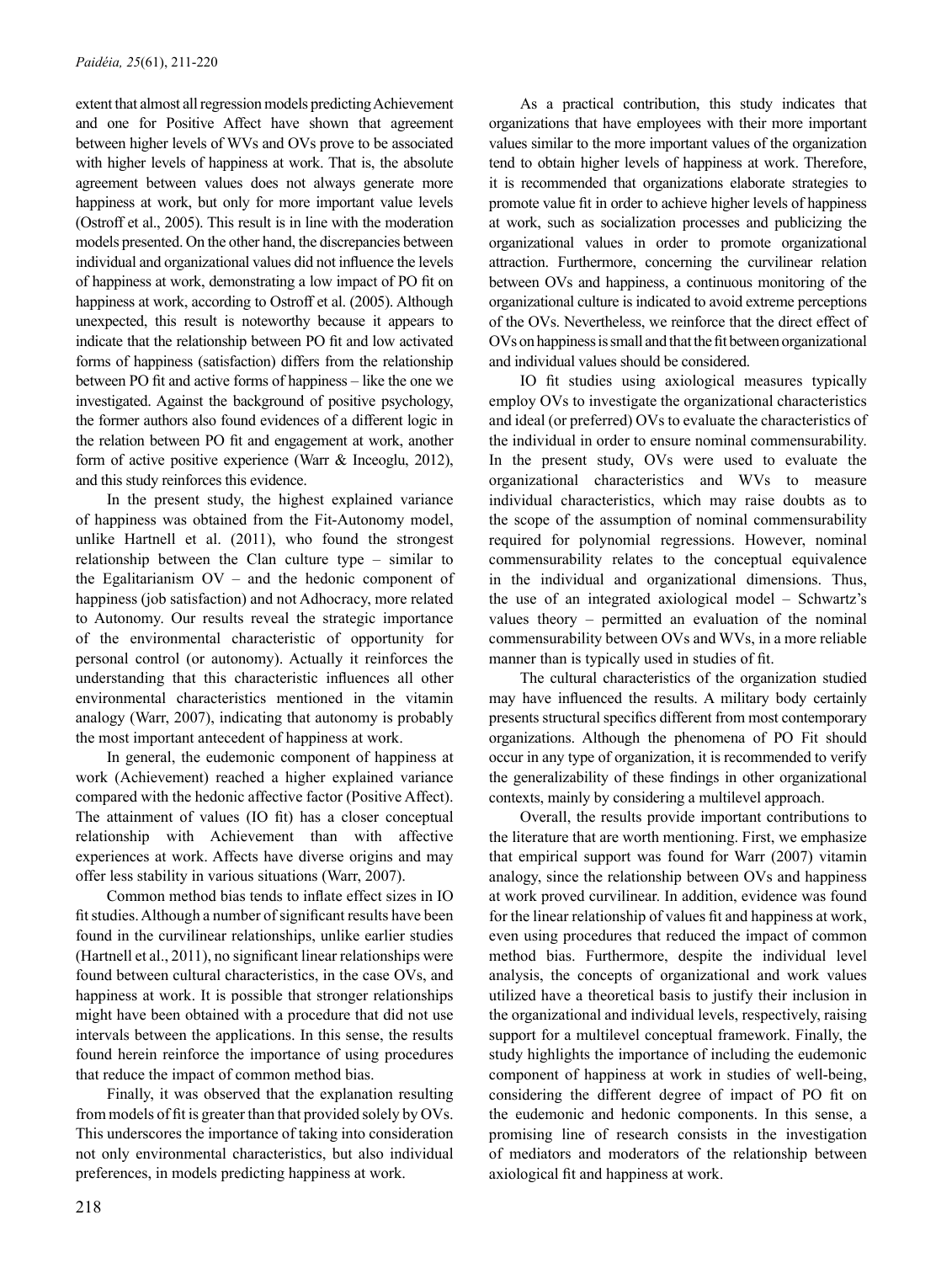extent that almost all regression models predicting Achievement and one for Positive Affect have shown that agreement between higher levels of WVs and OVs prove to be associated with higher levels of happiness at work. That is, the absolute agreement between values does not always generate more happiness at work, but only for more important value levels (Ostroff et al., 2005). This result is in line with the moderation models presented. On the other hand, the discrepancies between individual and organizational values did not influence the levels of happiness at work, demonstrating a low impact of PO fit on happiness at work, according to Ostroff et al. (2005). Although unexpected, this result is noteworthy because it appears to indicate that the relationship between PO fit and low activated forms of happiness (satisfaction) differs from the relationship between PO fit and active forms of happiness – like the one we investigated. Against the background of positive psychology, the former authors also found evidences of a different logic in the relation between PO fit and engagement at work, another form of active positive experience (Warr & Inceoglu, 2012), and this study reinforces this evidence.

In the present study, the highest explained variance of happiness was obtained from the Fit-Autonomy model, unlike Hartnell et al. (2011), who found the strongest relationship between the Clan culture type – similar to the Egalitarianism OV – and the hedonic component of happiness (job satisfaction) and not Adhocracy, more related to Autonomy. Our results reveal the strategic importance of the environmental characteristic of opportunity for personal control (or autonomy). Actually it reinforces the understanding that this characteristic influences all other environmental characteristics mentioned in the vitamin analogy (Warr, 2007), indicating that autonomy is probably the most important antecedent of happiness at work.

In general, the eudemonic component of happiness at work (Achievement) reached a higher explained variance compared with the hedonic affective factor (Positive Affect). The attainment of values (IO fit) has a closer conceptual relationship with Achievement than with affective experiences at work. Affects have diverse origins and may offer less stability in various situations (Warr, 2007).

Common method bias tends to inflate effect sizes in IO fit studies. Although a number of significant results have been found in the curvilinear relationships, unlike earlier studies (Hartnell et al., 2011), no significant linear relationships were found between cultural characteristics, in the case OVs, and happiness at work. It is possible that stronger relationships might have been obtained with a procedure that did not use intervals between the applications. In this sense, the results found herein reinforce the importance of using procedures that reduce the impact of common method bias.

Finally, it was observed that the explanation resulting from models of fit is greater than that provided solely by OVs. This underscores the importance of taking into consideration not only environmental characteristics, but also individual preferences, in models predicting happiness at work.

As a practical contribution, this study indicates that organizations that have employees with their more important values similar to the more important values of the organization tend to obtain higher levels of happiness at work. Therefore, it is recommended that organizations elaborate strategies to promote value fit in order to achieve higher levels of happiness at work, such as socialization processes and publicizing the organizational values in order to promote organizational attraction. Furthermore, concerning the curvilinear relation between OVs and happiness, a continuous monitoring of the organizational culture is indicated to avoid extreme perceptions of the OVs. Nevertheless, we reinforce that the direct effect of OVs on happiness is small and that the fit between organizational and individual values should be considered.

IO fit studies using axiological measures typically employ OVs to investigate the organizational characteristics and ideal (or preferred) OVs to evaluate the characteristics of the individual in order to ensure nominal commensurability. In the present study, OVs were used to evaluate the organizational characteristics and WVs to measure individual characteristics, which may raise doubts as to the scope of the assumption of nominal commensurability required for polynomial regressions. However, nominal commensurability relates to the conceptual equivalence in the individual and organizational dimensions. Thus, the use of an integrated axiological model – Schwartz's values theory – permitted an evaluation of the nominal commensurability between OVs and WVs, in a more reliable manner than is typically used in studies of fit.

The cultural characteristics of the organization studied may have influenced the results. A military body certainly presents structural specifics different from most contemporary organizations. Although the phenomena of PO Fit should occur in any type of organization, it is recommended to verify the generalizability of these findings in other organizational contexts, mainly by considering a multilevel approach.

Overall, the results provide important contributions to the literature that are worth mentioning. First, we emphasize that empirical support was found for Warr (2007) vitamin analogy, since the relationship between OVs and happiness at work proved curvilinear. In addition, evidence was found for the linear relationship of values fit and happiness at work, even using procedures that reduced the impact of common method bias. Furthermore, despite the individual level analysis, the concepts of organizational and work values utilized have a theoretical basis to justify their inclusion in the organizational and individual levels, respectively, raising support for a multilevel conceptual framework. Finally, the study highlights the importance of including the eudemonic component of happiness at work in studies of well-being, considering the different degree of impact of PO fit on the eudemonic and hedonic components. In this sense, a promising line of research consists in the investigation of mediators and moderators of the relationship between axiological fit and happiness at work.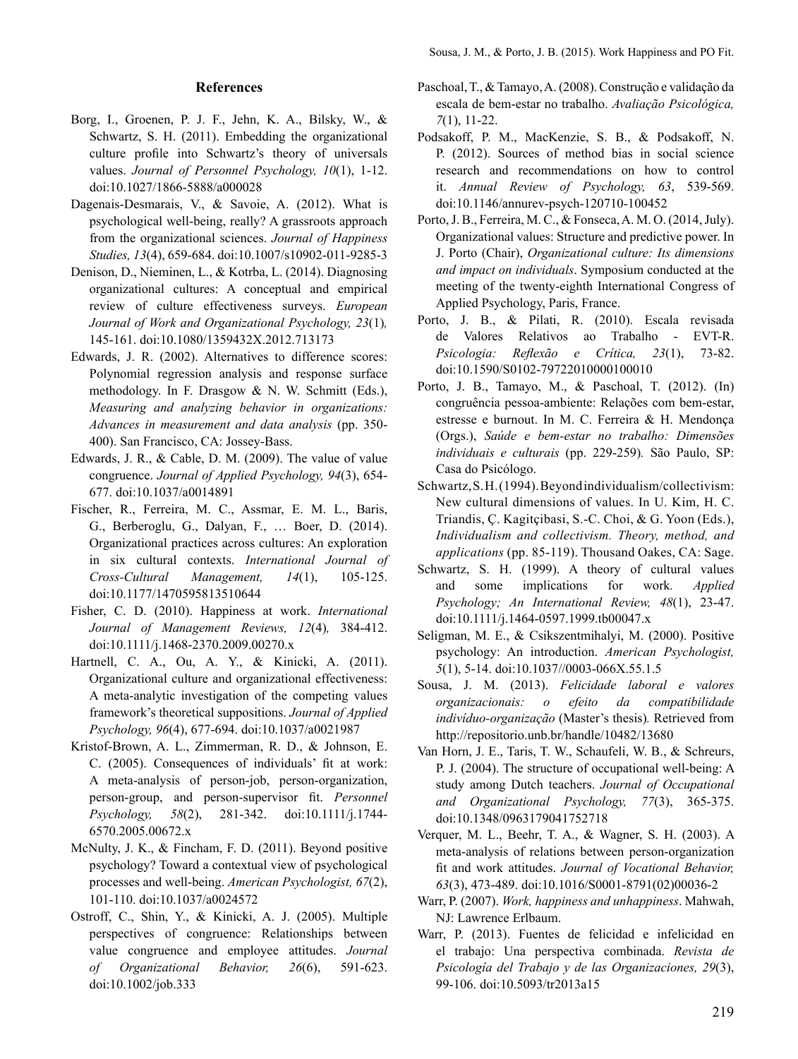## References

Borg, I., Groenen, P. J. F., Jehn, K. A., Bilsky, W., & Schwartz, S. H. (2011). Embedding the organizational culture profile into Schwartz's theory of universals values. *Journal of Personnel Psychology, 10*(1), 1-12. doi:10.1027/1866-5888/a000028

Dagenais-Desmarais, V., & Savoie, A. (2012). What is psychological well-being, really? A grassroots approach from the organizational sciences. *Journal of Happiness Studies, 13*(4), 659-684. doi:10.1007/s10902-011-9285-3

Denison, D., Nieminen, L., & Kotrba, L. (2014). Diagnosing organizational cultures: A conceptual and empirical review of culture effectiveness surveys. *European Journal of Work and Organizational Psychology, 23*(1), 145-161. doi:10.1080/1359432X.2012.713173

Edwards, J. R. (2002). Alternatives to difference scores: Polynomial regression analysis and response surface methodology. In F. Drasgow & N. W. Schmitt (Eds.), *Measuring and analyzing behavior in organizations: Advances in measurement and data analysis* (pp. 350-400). San Francisco, CA: Jossey-Bass.

Edwards, J. R., & Cable, D. M. (2009). The value of value congruence. *Journal of Applied Psychology, 94*(3), 654-677. doi:10.1037/a0014891

Fischer, R., Ferreira, M. C., Assmar, E. M. L., Baris, G., Berberoglu, G., Dalyan, F., … Boer, D. (2014). Organizational practices across cultures: An exploration in six cultural contexts. *International Journal of Cross-Cultural Management, 14*(1), 105-125. doi:10.1177/1470595813510644

Fisher, C. D. (2010). Happiness at work. *International Journal of Management Reviews, 12*(4), 384-412. doi:10.1111/j.1468-2370.2009.00270.x

Hartnell, C. A., Ou, A. Y., & Kinicki, A. (2011). Organizational culture and organizational effectiveness: A meta-analytic investigation of the competing values framework's theoretical suppositions. *Journal of Applied Psychology, 96*(4), 677-694. doi:10.1037/a0021987

Kristof-Brown, A. L., Zimmerman, R. D., & Johnson, E. C. (2005). Consequences of individuals' fit at work: A meta-analysis of person-job, person-organization, person-group, and person-supervisor fit. *Personnel Psychology, 58*(2), 281-342. doi:10.1111/j.1744-6570.2005.00672.x

McNulty, J. K., & Fincham, F. D. (2011). Beyond positive psychology? Toward a contextual view of psychological processes and well-being. *American Psychologist, 67*(2), 101-110. doi:10.1037/a0024572

Ostroff, C., Shin, Y., & Kinicki, A. J. (2005). Multiple perspectives of congruence: Relationships between value congruence and employee attitudes. *Journal of Organizational Behavior, 26*(6), 591-623. doi:10.1002/job.333

Paschoal, T., & Tamayo, A. (2008). Construção e validação da escala de bem-estar no trabalho. *Avaliação Psicológica, 7*(1), 11-22.

Podsakoff, P. M., MacKenzie, S. B., & Podsakoff, N. P. (2012). Sources of method bias in social science research and recommendations on how to control it. *Annual Review of Psychology, 63*, 539-569. doi:10.1146/annurev-psych-120710-100452

Porto, J. B., Ferreira, M. C., & Fonseca, A. M. O. (2014, July). Organizational values: Structure and predictive power. In J. Porto (Chair), *Organizational culture: Its dimensions and impact on individuals*. Symposium conducted at the meeting of the twenty-eighth International Congress of Applied Psychology, Paris, France.

Porto, J. B., & Pilati, R. (2010). Escala revisada de Valores Relativos ao Trabalho - EVT-R. *Psicologia: Reflexão e Crítica, 23*(1), 73-82. doi:10.1590/S0102-79722010000100010

Porto, J. B., Tamayo, M., & Paschoal, T. (2012). (In) congruência pessoa-ambiente: Relações com bem-estar, estresse e burnout. In M. C. Ferreira & H. Mendonça (Orgs.), *Saúde e bem-estar no trabalho: Dimensões individuais e culturais* (pp. 229-259). São Paulo, SP: Casa do Psicólogo.

Schwartz, S. H. (1994). Beyond individualism/collectivism: New cultural dimensions of values. In U. Kim, H. C. Triandis, Ç. Kagitçibasi, S.-C. Choi, & G. Yoon (Eds.), *Individualism and collectivism. Theory, method, and applications* (pp. 85-119). Thousand Oakes, CA: Sage.

Schwartz, S. H. (1999). A theory of cultural values and some implications for work. *Applied Psychology; An International Review, 48*(1), 23-47. doi:10.1111/j.1464-0597.1999.tb00047.x

Seligman, M. E., & Csikszentmihalyi, M. (2000). Positive psychology: An introduction. *American Psychologist, 5*(1), 5-14. doi:10.1037//0003-066X.55.1.5

Sousa, J. M. (2013). *Felicidade laboral e valores organizacionais: o efeito da compatibilidade indivíduo-organização* (Master's thesis). Retrieved from http://repositorio.unb.br/handle/10482/13680

Van Horn, J. E., Taris, T. W., Schaufeli, W. B., & Schreurs, P. J. (2004). The structure of occupational well-being: A study among Dutch teachers. *Journal of Occupational and Organizational Psychology, 77*(3), 365-375. doi:10.1348/0963179041752718

Verquer, M. L., Beehr, T. A., & Wagner, S. H. (2003). A meta-analysis of relations between person-organization fit and work attitudes. *Journal of Vocational Behavior, 63*(3), 473-489. doi:10.1016/S0001-8791(02)00036-2

Warr, P. (2007). *Work, happiness and unhappiness*. Mahwah, NJ: Lawrence Erlbaum.

Warr, P. (2013). Fuentes de felicidad e infelicidad en el trabajo: Una perspectiva combinada. *Revista de Psicología del Trabajo y de las Organizaciones, 29*(3), 99-106. doi:10.5093/tr2013a15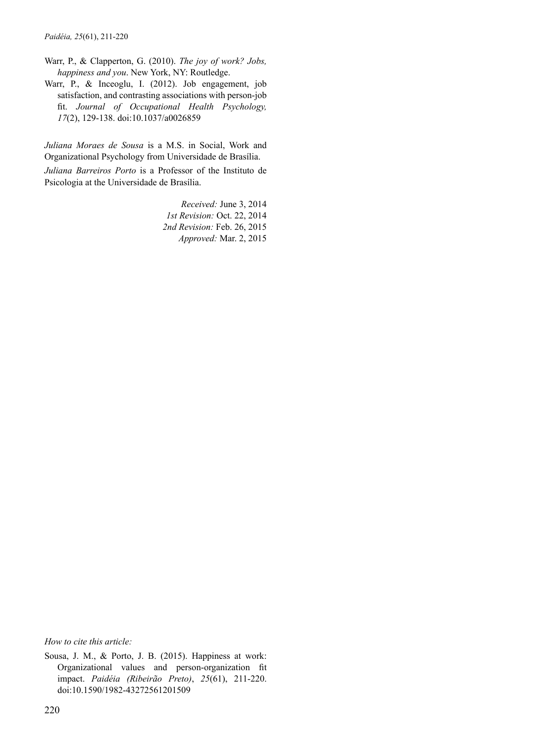Warr, P., & Clapperton, G. (2010). *The joy of work? Jobs, happiness and you*. New York, NY: Routledge.

Warr, P., & Inceoglu, I. (2012). Job engagement, job satisfaction, and contrasting associations with person-job fit. *Journal of Occupational Health Psychology, 17*(2), 129-138. doi:10.1037/a0026859

*Juliana Moraes de Sousa* is a M.S. in Social, Work and Organizational Psychology from Universidade de Brasília.

*Juliana Barreiros Porto* is a Professor of the Instituto de Psicologia at the Universidade de Brasília.

*Received:* June 3, 2014
*1st Revision:* Oct. 22, 2014
*2nd Revision:* Feb. 26, 2015
*Approved:* Mar. 2, 2015

*How to cite this article:*

Sousa, J. M., & Porto, J. B. (2015). Happiness at work: Organizational values and person-organization fit impact. *Paidéia (Ribeirão Preto)*, *25*(61), 211-220. doi:10.1590/1982-43272561201509